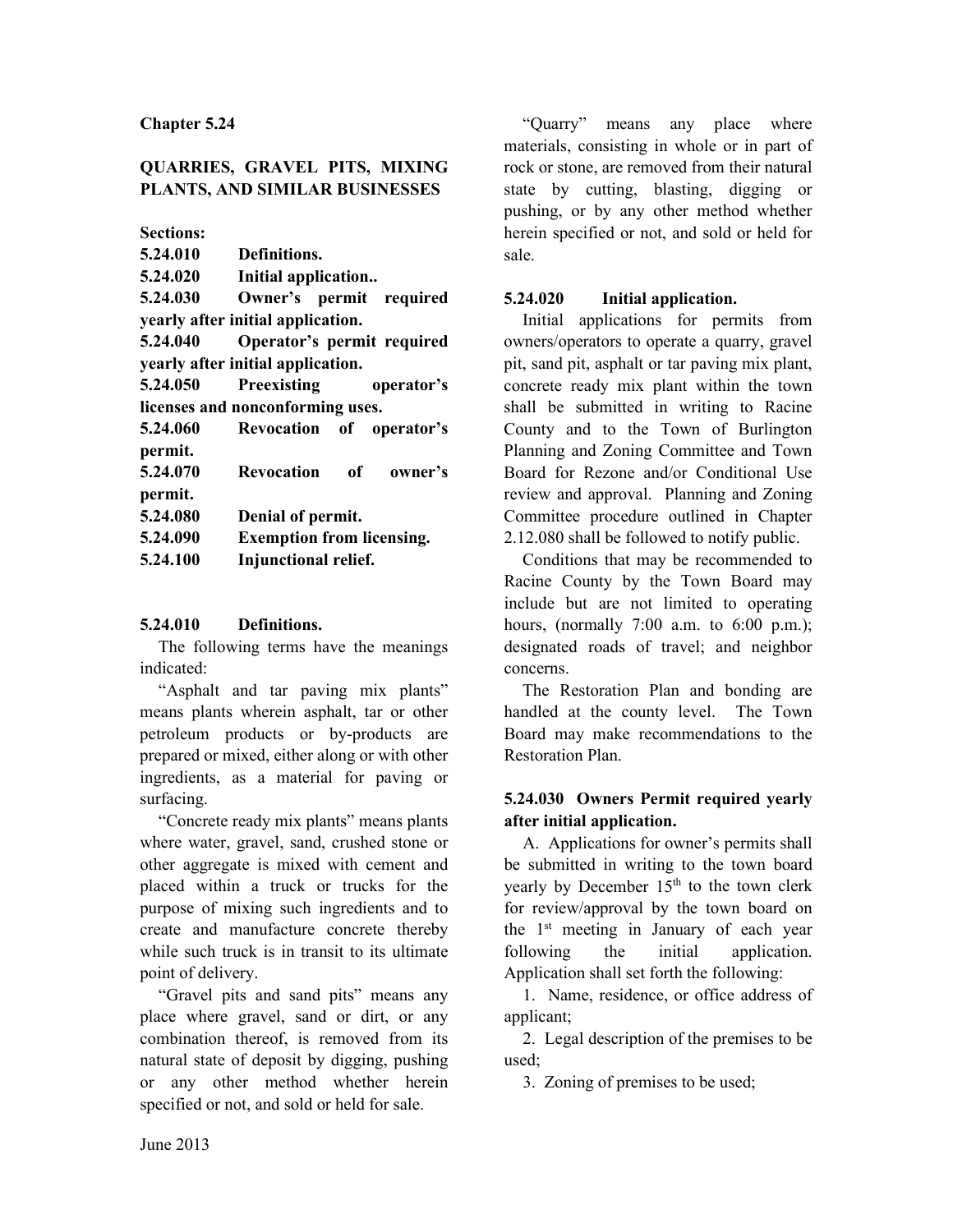## Chapter 5.24

## QUARRIES, GRAVEL PITS, MIXING PLANTS, AND SIMILAR BUSINESSES

**Sections:**

**5.24.010 Definitions.**
**5.24.020 Initial application..**
**5.24.030 Owner's permit required yearly after initial application.**
**5.24.040 Operator's permit required yearly after initial application.**
**5.24.050 Preexisting operator's licenses and nonconforming uses.**
**5.24.060 Revocation of operator's permit.**
**5.24.070 Revocation of owner's permit.**
**5.24.080 Denial of permit.**
**5.24.090 Exemption from licensing.**
**5.24.100 Injunctional relief.**

### 5.24.010 Definitions.

The following terms have the meanings indicated:

"Asphalt and tar paving mix plants" means plants wherein asphalt, tar or other petroleum products or by-products are prepared or mixed, either along or with other ingredients, as a material for paving or surfacing.

"Concrete ready mix plants" means plants where water, gravel, sand, crushed stone or other aggregate is mixed with cement and placed within a truck or trucks for the purpose of mixing such ingredients and to create and manufacture concrete thereby while such truck is in transit to its ultimate point of delivery.

"Gravel pits and sand pits" means any place where gravel, sand or dirt, or any combination thereof, is removed from its natural state of deposit by digging, pushing or any other method whether herein specified or not, and sold or held for sale.

"Quarry" means any place where materials, consisting in whole or in part of rock or stone, are removed from their natural state by cutting, blasting, digging or pushing, or by any other method whether herein specified or not, and sold or held for sale.

### 5.24.020 Initial application.

Initial applications for permits from owners/operators to operate a quarry, gravel pit, sand pit, asphalt or tar paving mix plant, concrete ready mix plant within the town shall be submitted in writing to Racine County and to the Town of Burlington Planning and Zoning Committee and Town Board for Rezone and/or Conditional Use review and approval. Planning and Zoning Committee procedure outlined in Chapter 2.12.080 shall be followed to notify public.

Conditions that may be recommended to Racine County by the Town Board may include but are not limited to operating hours, (normally 7:00 a.m. to 6:00 p.m.); designated roads of travel; and neighbor concerns.

The Restoration Plan and bonding are handled at the county level. The Town Board may make recommendations to the Restoration Plan.

### 5.24.030 Owners Permit required yearly after initial application.

A. Applications for owner's permits shall be submitted in writing to the town board yearly by December 15th to the town clerk for review/approval by the town board on the 1st meeting in January of each year following the initial application. Application shall set forth the following:

1. Name, residence, or office address of applicant;

2. Legal description of the premises to be used;

3. Zoning of premises to be used;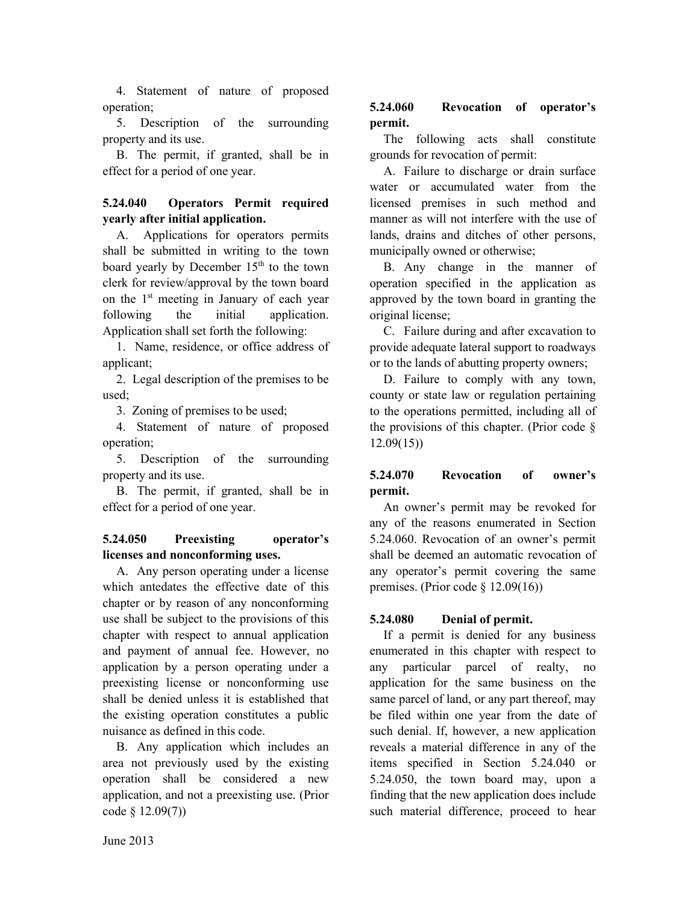4. Statement of nature of proposed operation;

5. Description of the surrounding property and its use.

B. The permit, if granted, shall be in effect for a period of one year.

**5.24.040 Operators Permit required yearly after initial application.**

A. Applications for operators permits shall be submitted in writing to the town board yearly by December 15th to the town clerk for review/approval by the town board on the 1st meeting in January of each year following the initial application. Application shall set forth the following:

1. Name, residence, or office address of applicant;

2. Legal description of the premises to be used;

3. Zoning of premises to be used;

4. Statement of nature of proposed operation;

5. Description of the surrounding property and its use.

B. The permit, if granted, shall be in effect for a period of one year.

**5.24.050 Preexisting operator's licenses and nonconforming uses.**

A. Any person operating under a license which antedates the effective date of this chapter or by reason of any nonconforming use shall be subject to the provisions of this chapter with respect to annual application and payment of annual fee. However, no application by a person operating under a preexisting license or nonconforming use shall be denied unless it is established that the existing operation constitutes a public nuisance as defined in this code.

B. Any application which includes an area not previously used by the existing operation shall be considered a new application, and not a preexisting use. (Prior code § 12.09(7))

**5.24.060 Revocation of operator's permit.**

The following acts shall constitute grounds for revocation of permit:

A. Failure to discharge or drain surface water or accumulated water from the licensed premises in such method and manner as will not interfere with the use of lands, drains and ditches of other persons, municipally owned or otherwise;

B. Any change in the manner of operation specified in the application as approved by the town board in granting the original license;

C. Failure during and after excavation to provide adequate lateral support to roadways or to the lands of abutting property owners;

D. Failure to comply with any town, county or state law or regulation pertaining to the operations permitted, including all of the provisions of this chapter. (Prior code § 12.09(15))

**5.24.070 Revocation of owner's permit.**

An owner's permit may be revoked for any of the reasons enumerated in Section 5.24.060. Revocation of an owner's permit shall be deemed an automatic revocation of any operator's permit covering the same premises. (Prior code § 12.09(16))

**5.24.080 Denial of permit.**

If a permit is denied for any business enumerated in this chapter with respect to any particular parcel of realty, no application for the same business on the same parcel of land, or any part thereof, may be filed within one year from the date of such denial. If, however, a new application reveals a material difference in any of the items specified in Section 5.24.040 or 5.24.050, the town board may, upon a finding that the new application does include such material difference, proceed to hear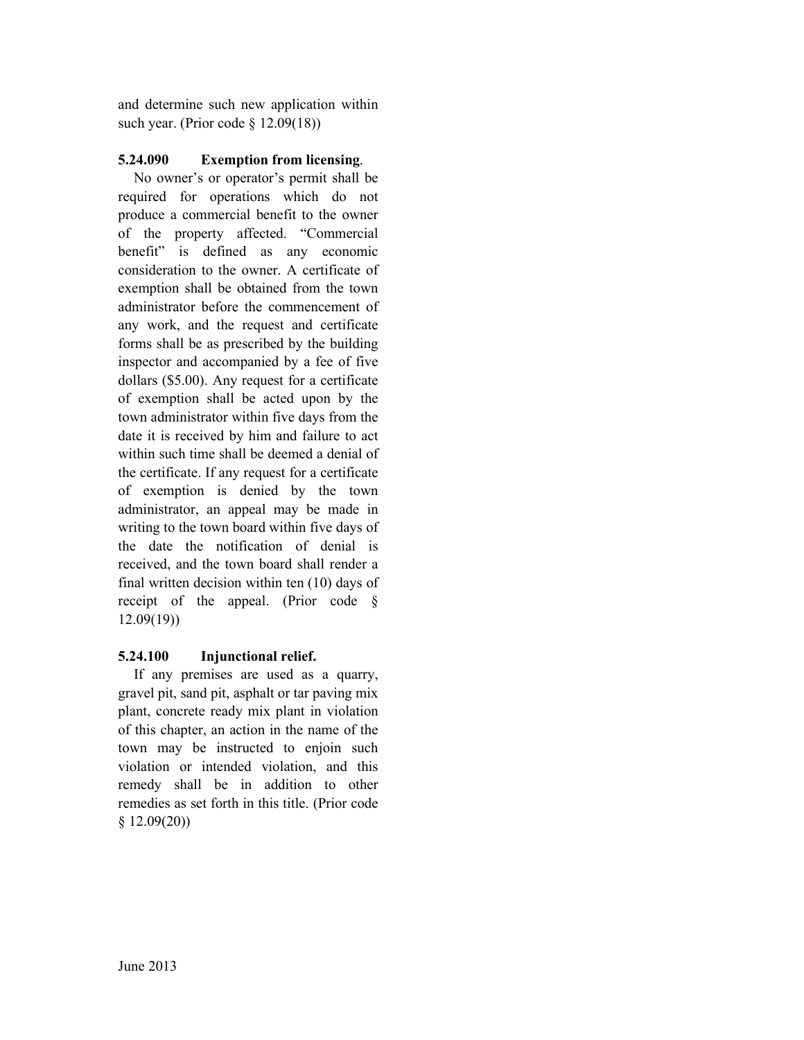and determine such new application within such year. (Prior code § 12.09(18))

### 5.24.090 Exemption from licensing.

No owner's or operator's permit shall be required for operations which do not produce a commercial benefit to the owner of the property affected. "Commercial benefit" is defined as any economic consideration to the owner. A certificate of exemption shall be obtained from the town administrator before the commencement of any work, and the request and certificate forms shall be as prescribed by the building inspector and accompanied by a fee of five dollars ($5.00). Any request for a certificate of exemption shall be acted upon by the town administrator within five days from the date it is received by him and failure to act within such time shall be deemed a denial of the certificate. If any request for a certificate of exemption is denied by the town administrator, an appeal may be made in writing to the town board within five days of the date the notification of denial is received, and the town board shall render a final written decision within ten (10) days of receipt of the appeal. (Prior code § 12.09(19))

### 5.24.100 Injunctional relief.

If any premises are used as a quarry, gravel pit, sand pit, asphalt or tar paving mix plant, concrete ready mix plant in violation of this chapter, an action in the name of the town may be instructed to enjoin such violation or intended violation, and this remedy shall be in addition to other remedies as set forth in this title. (Prior code § 12.09(20))